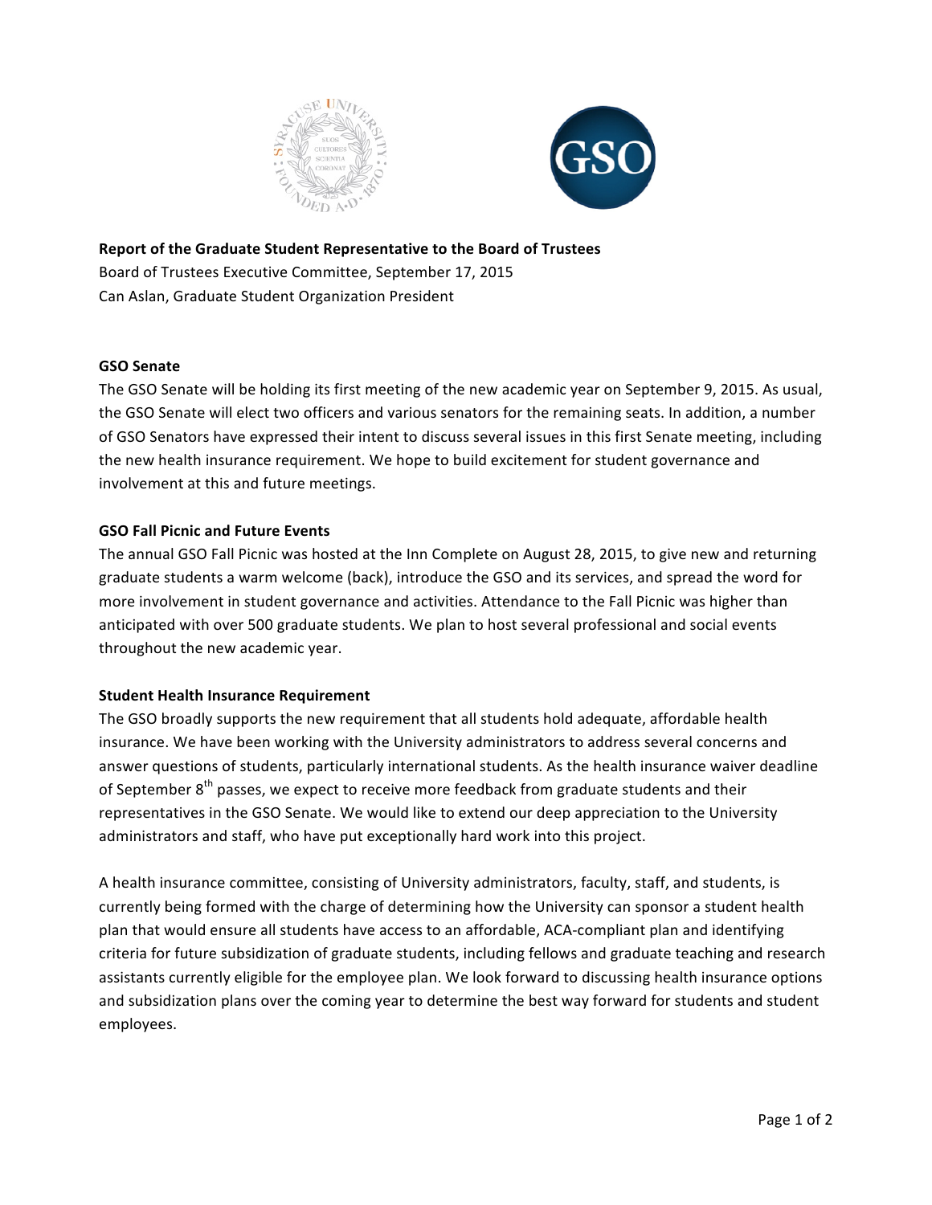**Report of the Graduate Student Representative to the Board of Trustees**
Board of Trustees Executive Committee, September 17, 2015
Can Aslan, Graduate Student Organization President

**GSO Senate**

The GSO Senate will be holding its first meeting of the new academic year on September 9, 2015. As usual, the GSO Senate will elect two officers and various senators for the remaining seats. In addition, a number of GSO Senators have expressed their intent to discuss several issues in this first Senate meeting, including the new health insurance requirement. We hope to build excitement for student governance and involvement at this and future meetings.

**GSO Fall Picnic and Future Events**

The annual GSO Fall Picnic was hosted at the Inn Complete on August 28, 2015, to give new and returning graduate students a warm welcome (back), introduce the GSO and its services, and spread the word for more involvement in student governance and activities. Attendance to the Fall Picnic was higher than anticipated with over 500 graduate students. We plan to host several professional and social events throughout the new academic year.

**Student Health Insurance Requirement**

The GSO broadly supports the new requirement that all students hold adequate, affordable health insurance. We have been working with the University administrators to address several concerns and answer questions of students, particularly international students. As the health insurance waiver deadline of September 8th passes, we expect to receive more feedback from graduate students and their representatives in the GSO Senate. We would like to extend our deep appreciation to the University administrators and staff, who have put exceptionally hard work into this project.

A health insurance committee, consisting of University administrators, faculty, staff, and students, is currently being formed with the charge of determining how the University can sponsor a student health plan that would ensure all students have access to an affordable, ACA-compliant plan and identifying criteria for future subsidization of graduate students, including fellows and graduate teaching and research assistants currently eligible for the employee plan. We look forward to discussing health insurance options and subsidization plans over the coming year to determine the best way forward for students and student employees.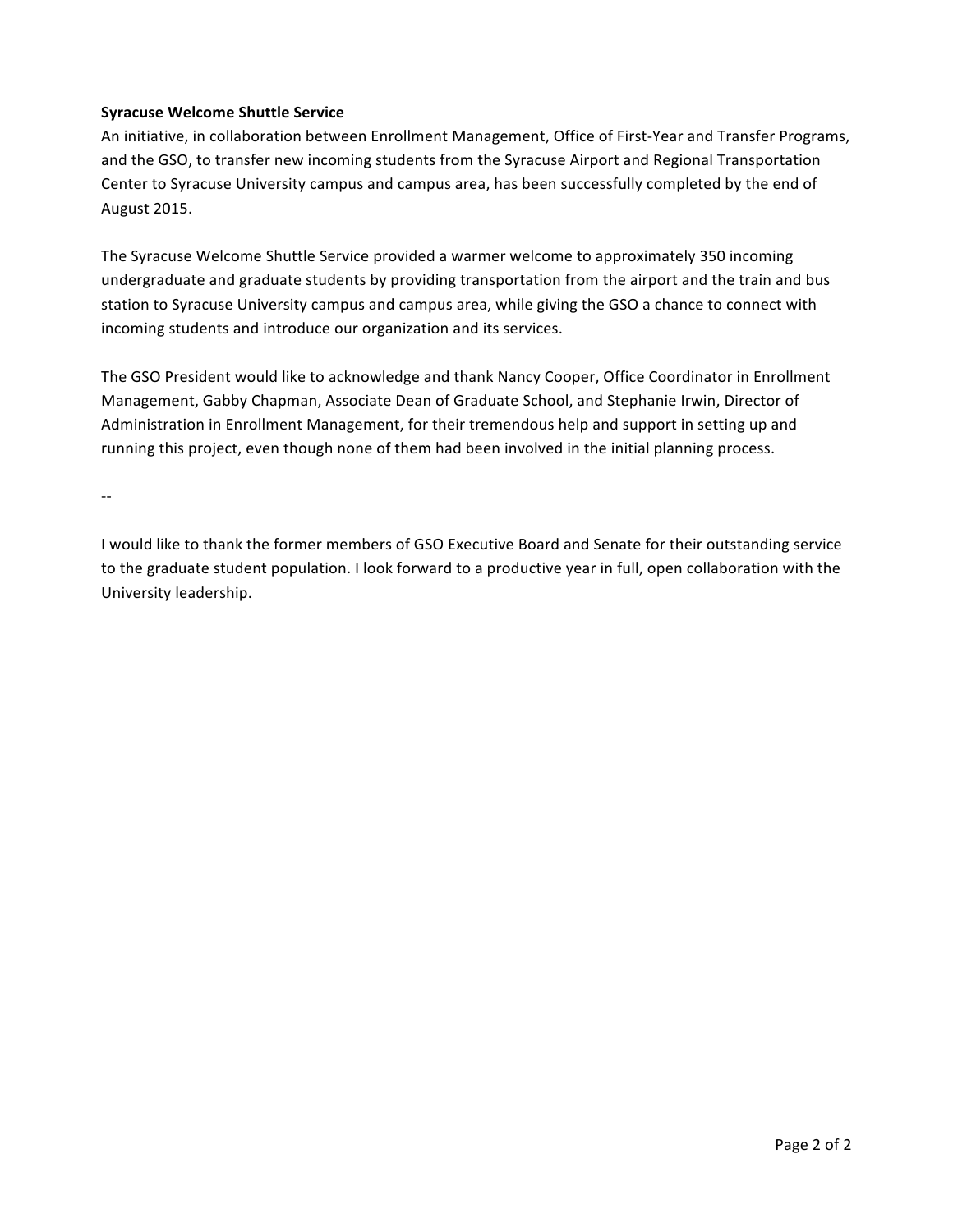**Syracuse Welcome Shuttle Service**

An initiative, in collaboration between Enrollment Management, Office of First-Year and Transfer Programs, and the GSO, to transfer new incoming students from the Syracuse Airport and Regional Transportation Center to Syracuse University campus and campus area, has been successfully completed by the end of August 2015.

The Syracuse Welcome Shuttle Service provided a warmer welcome to approximately 350 incoming undergraduate and graduate students by providing transportation from the airport and the train and bus station to Syracuse University campus and campus area, while giving the GSO a chance to connect with incoming students and introduce our organization and its services.

The GSO President would like to acknowledge and thank Nancy Cooper, Office Coordinator in Enrollment Management, Gabby Chapman, Associate Dean of Graduate School, and Stephanie Irwin, Director of Administration in Enrollment Management, for their tremendous help and support in setting up and running this project, even though none of them had been involved in the initial planning process.

--

I would like to thank the former members of GSO Executive Board and Senate for their outstanding service to the graduate student population. I look forward to a productive year in full, open collaboration with the University leadership.